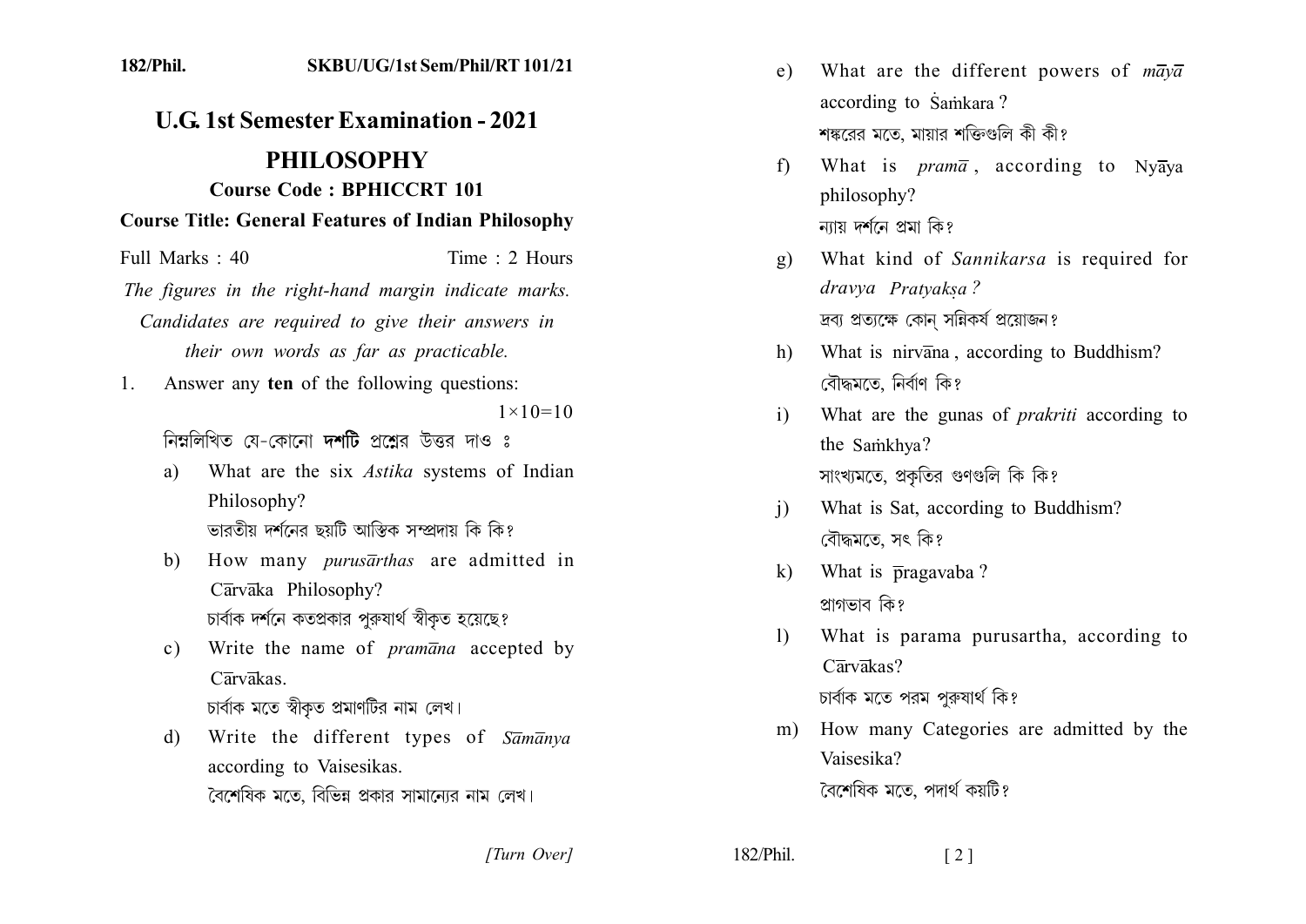182/Phil. SKBU/UG/1st Sem/Phil/RT 101/21

# U.G. 1st Semester Examination - 2021

## PHILOSOPHY

### Course Code : BPHICCRT 101

### Course Title: General Features of Indian Philosophy

Full Marks : 40 Time : 2 Hours

*The figures in the right-hand margin indicate marks. Candidates are required to give their answers in their own words as far as practicable.*

1. Answer any **ten** of the following questions: $1\times10=10$

   নিম্নলিখিত যে-কোনো **দশটি** প্রশ্নের উত্তর দাও ঃ

   a) What are the six *Astika* systems of Indian Philosophy?
   ভারতীয় দর্শনের ছয়টি আস্তিক সম্প্রদায় কি কি?

   b) How many *purusārthas* are admitted in Cārvāka Philosophy?
   চার্বাক দর্শনে কতপ্রকার পুরুষার্থ স্বীকৃত হয়েছে?

   c) Write the name of *pramāna* accepted by Cārvākas.
   চার্বাক মতে স্বীকৃত প্রমাণটির নাম লেখ।

   d) Write the different types of *Sāmānya* according to Vaisesikas.
   বৈশেষিক মতে, বিভিন্ন প্রকার সামান্যের নাম লেখ।

   e) What are the different powers of *māyā* according to Śaṁkara?
   শঙ্করের মতে, মায়ার শক্তিগুলি কী কী?

   f) What is *pramā*, according to Nyāya philosophy?
   ন্যায় দর্শনে প্রমা কি?

   g) What kind of *Sannikarsa* is required for *dravya Pratyakṣa*?
   দ্রব্য প্রত্যক্ষে কোন্ সন্নিকর্ষ প্রয়োজন?

   h) What is nirvāna, according to Buddhism?
   বৌদ্ধমতে, নির্বাণ কি?

   i) What are the gunas of *prakriti* according to the Saṁkhya?
   সাংখ্যমতে, প্রকৃতির গুণগুলি কি কি?

   j) What is Sat, according to Buddhism?
   বৌদ্ধমতে, সৎ কি?

   k) What is p̄ragavaba?
   প্রাগভাব কি?

   l) What is parama purusartha, according to Cārvākas?
   চার্বাক মতে পরম পুরুষার্থ কি?

   m) How many Categories are admitted by the Vaisesika?
   বৈশেষিক মতে, পদার্থ কয়টি?

[Turn Over]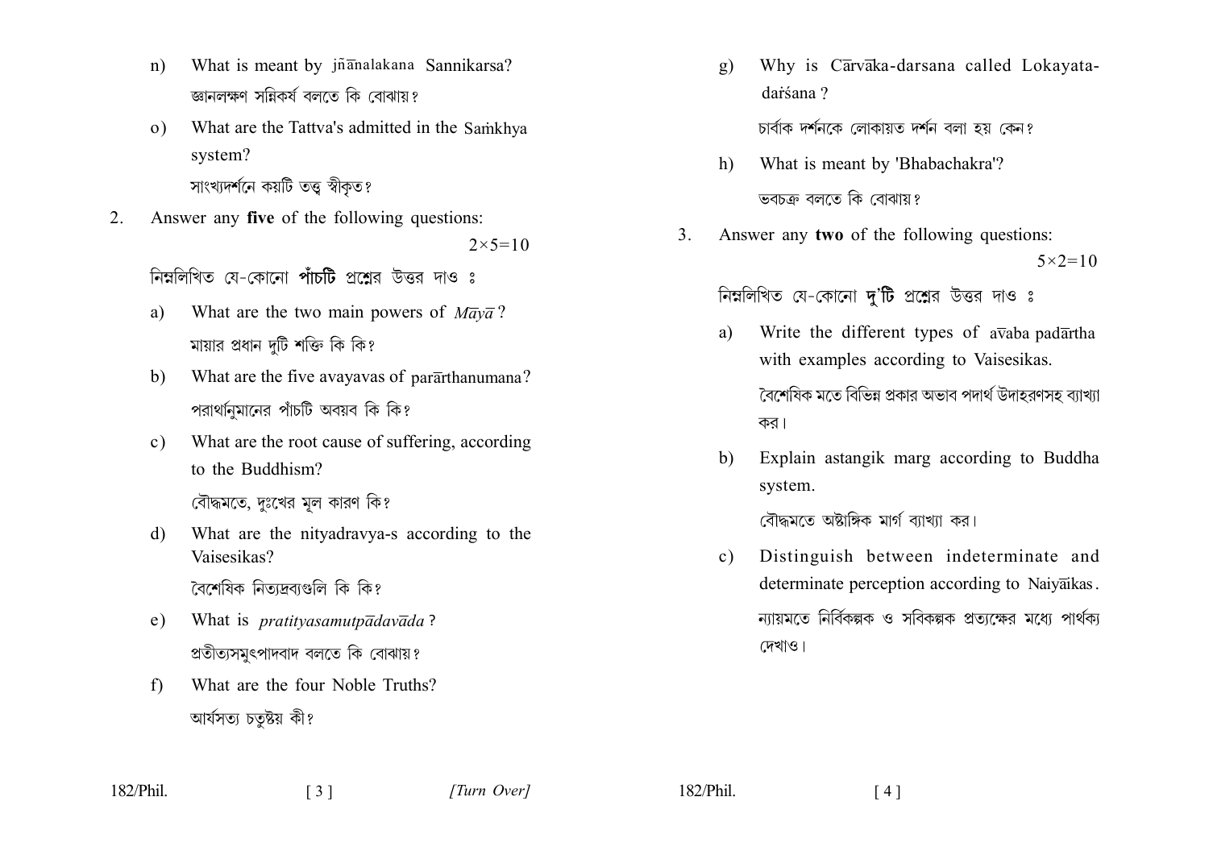n) What is meant by jñānalakana Sannikarsa?

জ্ঞানলক্ষণ সন্নিকর্ষ বলতে কি বোঝায়?

o) What are the Tattva's admitted in the Saṁkhya system?

সাংখ্যদর্শনে কয়টি তত্ত্ব স্বীকৃত?

2. Answer any **five** of the following questions: $2\times5=10$

নিম্নলিখিত যে-কোনো **পাঁচটি** প্রশ্নের উত্তর দাও ঃ

a) What are the two main powers of *Māyā*?

মায়ার প্রধান দুটি শক্তি কি কি?

b) What are the five avayavas of parārthanumana?

পরার্থানুমানের পাঁচটি অবয়ব কি কি?

c) What are the root cause of suffering, according to the Buddhism?

বৌদ্ধমতে, দুঃখের মূল কারণ কি?

d) What are the nityadravya-s according to the Vaisesikas?

বৈশেষিক নিত্যদ্রব্যগুলি কি কি?

e) What is *pratityasamutpādavāda*?

প্রতীত্যসমুৎপাদবাদ বলতে কি বোঝায়?

f) What are the four Noble Truths?

আর্যসত্য চতুষ্টয় কী?

g) Why is Cārvāka-darsana called Lokayata-darśana?

চার্বাক দর্শনকে লোকায়ত দর্শন বলা হয় কেন?

h) What is meant by 'Bhabachakra'?

ভবচক্র বলতে কি বোঝায়?

3. Answer any **two** of the following questions: $5\times2=10$

নিম্নলিখিত যে-কোনো **দু'টি** প্রশ্নের উত্তর দাও ঃ

a) Write the different types of avaba padārtha with examples according to Vaisesikas.

বৈশেষিক মতে বিভিন্ন প্রকার অভাব পদার্থ উদাহরণসহ ব্যাখ্যা কর।

b) Explain astangik marg according to Buddha system.

বৌদ্ধমতে অষ্টাঙ্গিক মার্গ ব্যাখ্যা কর।

c) Distinguish between indeterminate and determinate perception according to Naiyāikas.

ন্যায়মতে নির্বিকল্পক ও সবিকল্পক প্রত্যক্ষের মধ্যে পার্থক্য দেখাও।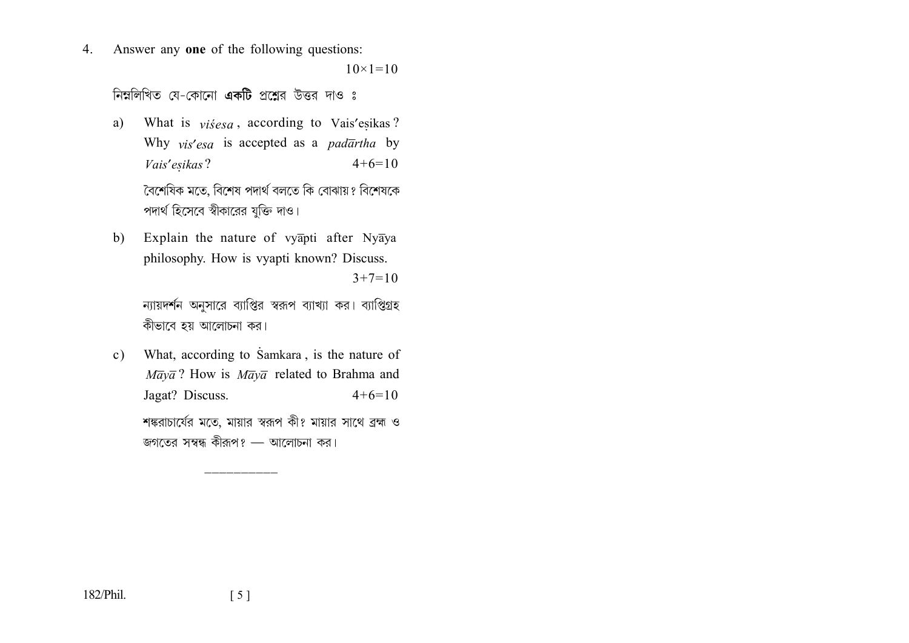4. Answer any **one** of the following questions:

$10 \times 1 = 10$

নিম্নলিখিত যে-কোনো **একটি** প্রশ্নের উত্তর দাও ঃ

a) What is *viśesa*, according to Vais′eṣikas? Why *vis′esa* is accepted as a *padārtha* by *Vais′eṣikas*? $4+6=10$

বৈশেষিক মতে, বিশেষ পদার্থ বলতে কি বোঝায়? বিশেষকে পদার্থ হিসেবে স্বীকারের যুক্তি দাও।

b) Explain the nature of vyāpti after Nyāya philosophy. How is vyapti known? Discuss. $3+7=10$

ন্যায়দর্শন অনুসারে ব্যাপ্তির স্বরূপ ব্যাখ্যা কর। ব্যাপ্তিগ্রহ কীভাবে হয় আলোচনা কর।

c) What, according to Śamkara, is the nature of *Māyā*? How is *Māyā* related to Brahma and Jagat? Discuss. $4+6=10$

শঙ্করাচার্যের মতে, মায়ার স্বরূপ কী? মায়ার সাথে ব্রহ্ম ও জগতের সম্বন্ধ কীরূপ? — আলোচনা কর।

---